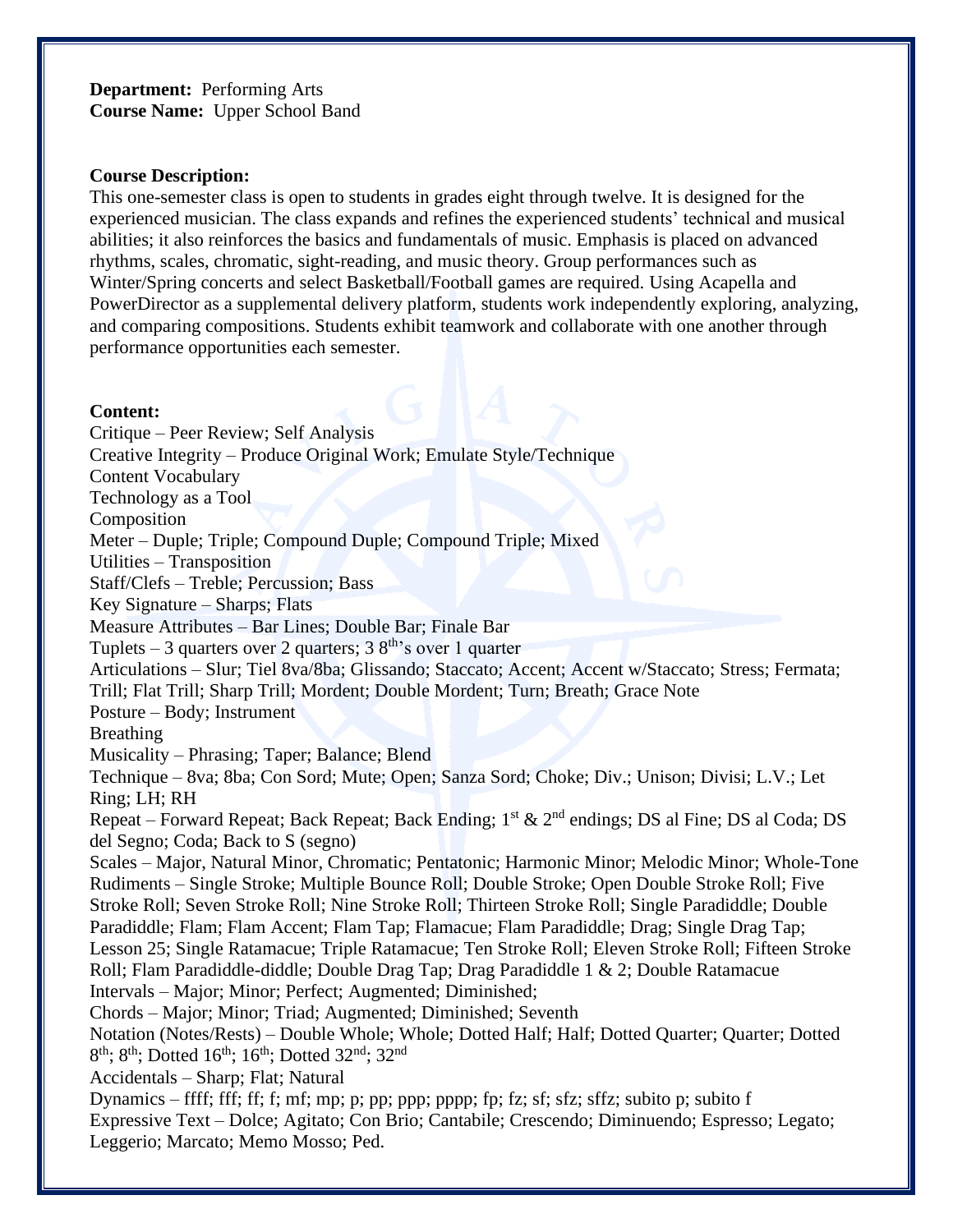**Department:** Performing Arts
**Course Name:** Upper School Band

**Course Description:**
This one-semester class is open to students in grades eight through twelve. It is designed for the experienced musician. The class expands and refines the experienced students' technical and musical abilities; it also reinforces the basics and fundamentals of music. Emphasis is placed on advanced rhythms, scales, chromatic, sight-reading, and music theory. Group performances such as Winter/Spring concerts and select Basketball/Football games are required. Using Acapella and PowerDirector as a supplemental delivery platform, students work independently exploring, analyzing, and comparing compositions. Students exhibit teamwork and collaborate with one another through performance opportunities each semester.

**Content:**
Critique – Peer Review; Self Analysis
Creative Integrity – Produce Original Work; Emulate Style/Technique
Content Vocabulary
Technology as a Tool
Composition
Meter – Duple; Triple; Compound Duple; Compound Triple; Mixed
Utilities – Transposition
Staff/Clefs – Treble; Percussion; Bass
Key Signature – Sharps; Flats
Measure Attributes – Bar Lines; Double Bar; Finale Bar
Tuplets – 3 quarters over 2 quarters; 3 8th's over 1 quarter
Articulations – Slur; Tiel 8va/8ba; Glissando; Staccato; Accent; Accent w/Staccato; Stress; Fermata; Trill; Flat Trill; Sharp Trill; Mordent; Double Mordent; Turn; Breath; Grace Note
Posture – Body; Instrument
Breathing
Musicality – Phrasing; Taper; Balance; Blend
Technique – 8va; 8ba; Con Sord; Mute; Open; Sanza Sord; Choke; Div.; Unison; Divisi; L.V.; Let Ring; LH; RH
Repeat – Forward Repeat; Back Repeat; Back Ending; 1st & 2nd endings; DS al Fine; DS al Coda; DS del Segno; Coda; Back to S (segno)
Scales – Major, Natural Minor, Chromatic; Pentatonic; Harmonic Minor; Melodic Minor; Whole-Tone
Rudiments – Single Stroke; Multiple Bounce Roll; Double Stroke; Open Double Stroke Roll; Five Stroke Roll; Seven Stroke Roll; Nine Stroke Roll; Thirteen Stroke Roll; Single Paradiddle; Double Paradiddle; Flam; Flam Accent; Flam Tap; Flamacue; Flam Paradiddle; Drag; Single Drag Tap; Lesson 25; Single Ratamacue; Triple Ratamacue; Ten Stroke Roll; Eleven Stroke Roll; Fifteen Stroke Roll; Flam Paradiddle-diddle; Double Drag Tap; Drag Paradiddle 1 & 2; Double Ratamacue
Intervals – Major; Minor; Perfect; Augmented; Diminished;
Chords – Major; Minor; Triad; Augmented; Diminished; Seventh
Notation (Notes/Rests) – Double Whole; Whole; Dotted Half; Half; Dotted Quarter; Quarter; Dotted 8th; 8th; Dotted 16th; 16th; Dotted 32nd; 32nd
Accidentals – Sharp; Flat; Natural
Dynamics – ffff; fff; ff; f; mf; mp; p; pp; ppp; pppp; fp; fz; sf; sfz; sffz; subito p; subito f
Expressive Text – Dolce; Agitato; Con Brio; Cantabile; Crescendo; Diminuendo; Espresso; Legato; Leggerio; Marcato; Memo Mosso; Ped.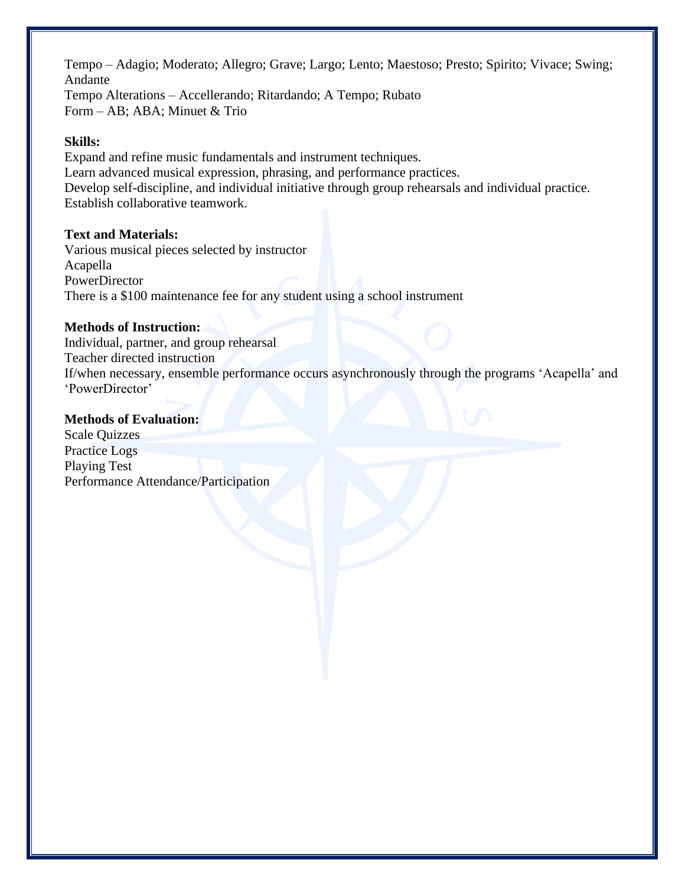Tempo – Adagio; Moderato; Allegro; Grave; Largo; Lento; Maestoso; Presto; Spirito; Vivace; Swing; Andante
Tempo Alterations – Accellerando; Ritardando; A Tempo; Rubato
Form – AB; ABA; Minuet & Trio

**Skills:**
Expand and refine music fundamentals and instrument techniques.
Learn advanced musical expression, phrasing, and performance practices.
Develop self-discipline, and individual initiative through group rehearsals and individual practice.
Establish collaborative teamwork.

**Text and Materials:**
Various musical pieces selected by instructor
Acapella
PowerDirector
There is a $100 maintenance fee for any student using a school instrument

**Methods of Instruction:**
Individual, partner, and group rehearsal
Teacher directed instruction
If/when necessary, ensemble performance occurs asynchronously through the programs 'Acapella' and 'PowerDirector'

**Methods of Evaluation:**
Scale Quizzes
Practice Logs
Playing Test
Performance Attendance/Participation